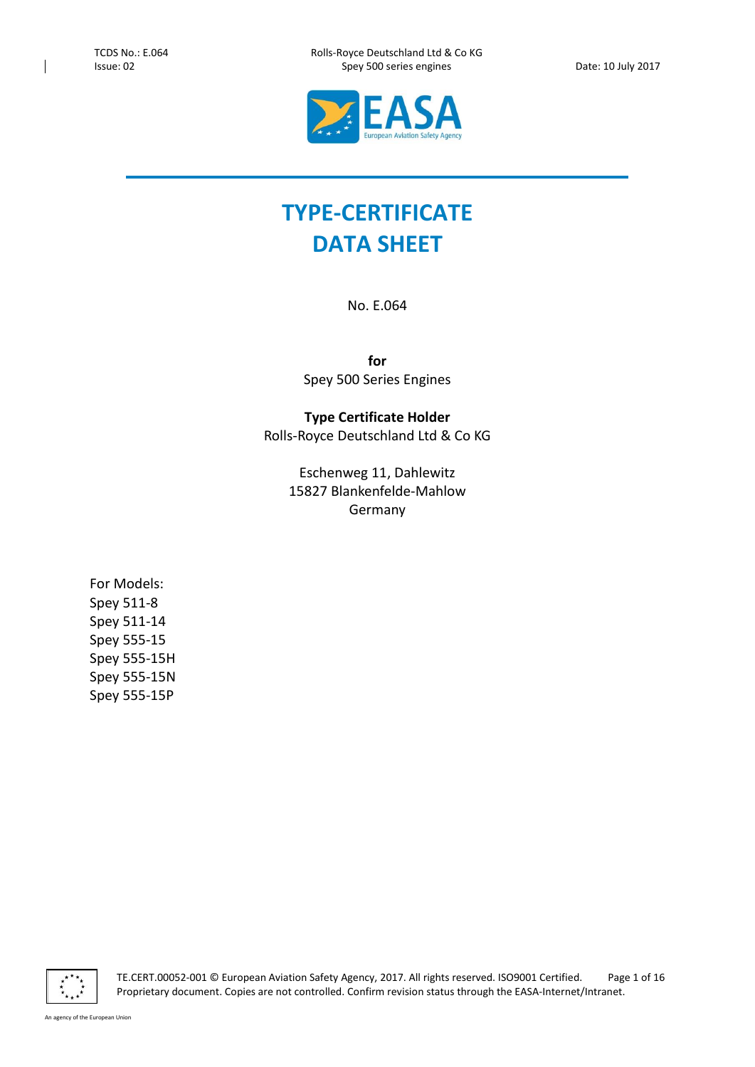# TYPE-CERTIFICATE DATA SHEET

No. E.064

**for**

Spey 500 Series Engines

**Type Certificate Holder**

Rolls-Royce Deutschland Ltd & Co KG

Eschenweg 11, Dahlewitz
15827 Blankenfelde-Mahlow
Germany

For Models:
Spey 511-8
Spey 511-14
Spey 555-15
Spey 555-15H
Spey 555-15N
Spey 555-15P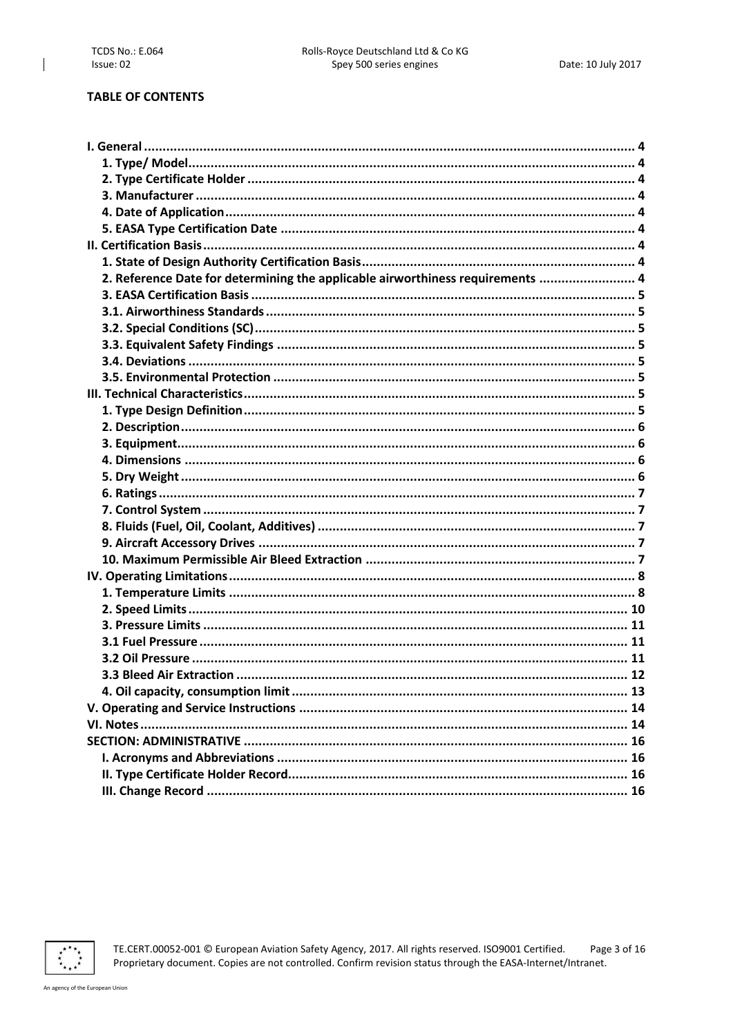**TABLE OF CONTENTS**

- **I. General** ..... 4
  - **1. Type/ Model** ..... 4
  - **2. Type Certificate Holder** ..... 4
  - **3. Manufacturer** ..... 4
  - **4. Date of Application** ..... 4
  - **5. EASA Type Certification Date** ..... 4
- **II. Certification Basis** ..... 4
  - **1. State of Design Authority Certification Basis** ..... 4
  - **2. Reference Date for determining the applicable airworthiness requirements** ..... 4
  - **3. EASA Certification Basis** ..... 5
  - **3.1. Airworthiness Standards** ..... 5
  - **3.2. Special Conditions (SC)** ..... 5
  - **3.3. Equivalent Safety Findings** ..... 5
  - **3.4. Deviations** ..... 5
  - **3.5. Environmental Protection** ..... 5
- **III. Technical Characteristics** ..... 5
  - **1. Type Design Definition** ..... 5
  - **2. Description** ..... 6
  - **3. Equipment** ..... 6
  - **4. Dimensions** ..... 6
  - **5. Dry Weight** ..... 6
  - **6. Ratings** ..... 7
  - **7. Control System** ..... 7
  - **8. Fluids (Fuel, Oil, Coolant, Additives)** ..... 7
  - **9. Aircraft Accessory Drives** ..... 7
  - **10. Maximum Permissible Air Bleed Extraction** ..... 7
- **IV. Operating Limitations** ..... 8
  - **1. Temperature Limits** ..... 8
  - **2. Speed Limits** ..... 10
  - **3. Pressure Limits** ..... 11
  - **3.1 Fuel Pressure** ..... 11
  - **3.2 Oil Pressure** ..... 11
  - **3.3 Bleed Air Extraction** ..... 12
  - **4. Oil capacity, consumption limit** ..... 13
- **V. Operating and Service Instructions** ..... 14
- **VI. Notes** ..... 14
- **SECTION: ADMINISTRATIVE** ..... 16
  - **I. Acronyms and Abbreviations** ..... 16
  - **II. Type Certificate Holder Record** ..... 16
  - **III. Change Record** ..... 16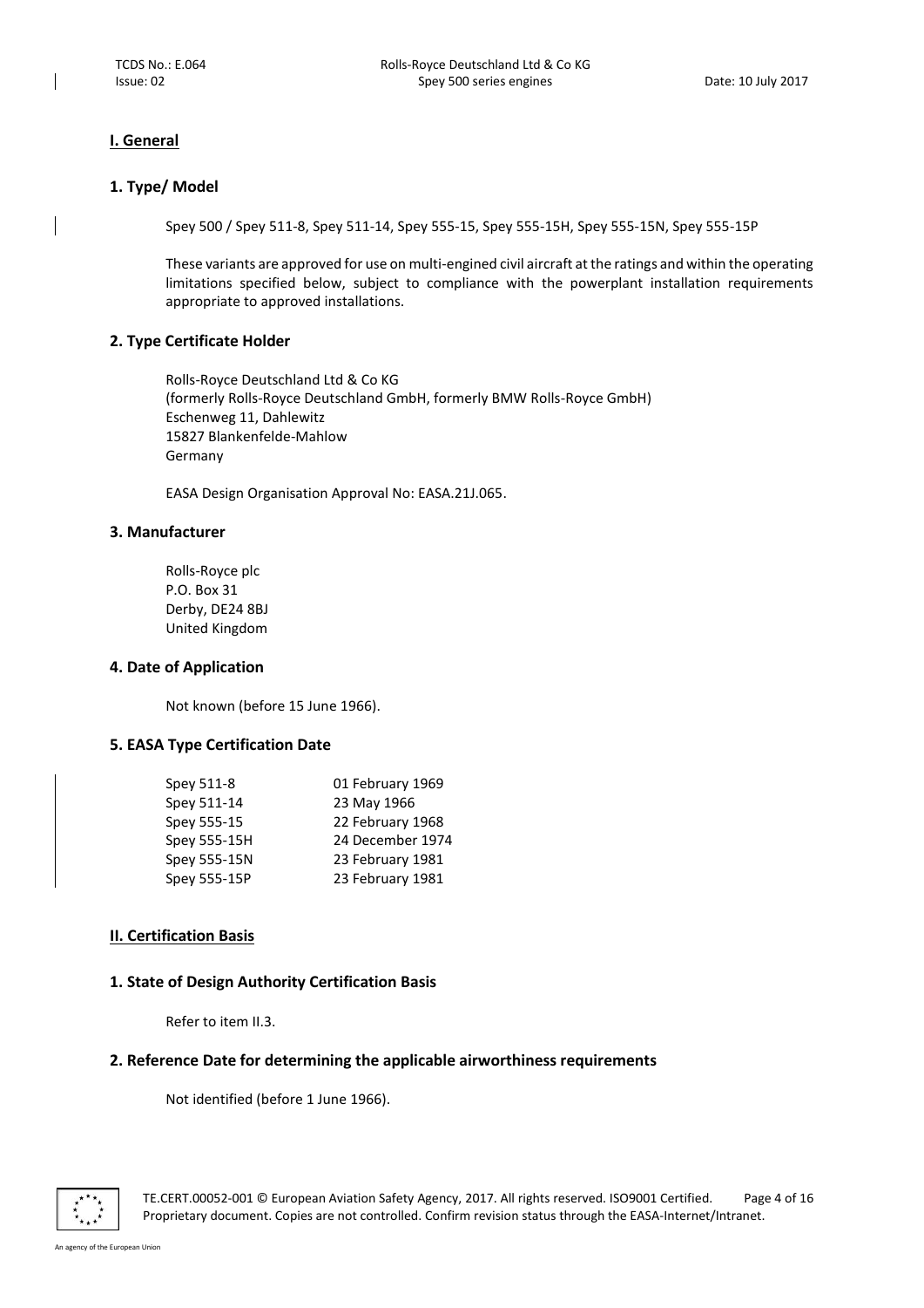## I. General

### 1. Type/ Model

Spey 500 / Spey 511-8, Spey 511-14, Spey 555-15, Spey 555-15H, Spey 555-15N, Spey 555-15P

These variants are approved for use on multi-engined civil aircraft at the ratings and within the operating limitations specified below, subject to compliance with the powerplant installation requirements appropriate to approved installations.

### 2. Type Certificate Holder

Rolls-Royce Deutschland Ltd & Co KG
(formerly Rolls-Royce Deutschland GmbH, formerly BMW Rolls-Royce GmbH)
Eschenweg 11, Dahlewitz
15827 Blankenfelde-Mahlow
Germany

EASA Design Organisation Approval No: EASA.21J.065.

### 3. Manufacturer

Rolls-Royce plc
P.O. Box 31
Derby, DE24 8BJ
United Kingdom

### 4. Date of Application

Not known (before 15 June 1966).

### 5. EASA Type Certification Date

| | |
|---|---|
| Spey 511-8 | 01 February 1969 |
| Spey 511-14 | 23 May 1966 |
| Spey 555-15 | 22 February 1968 |
| Spey 555-15H | 24 December 1974 |
| Spey 555-15N | 23 February 1981 |
| Spey 555-15P | 23 February 1981 |

## II. Certification Basis

### 1. State of Design Authority Certification Basis

Refer to item II.3.

### 2. Reference Date for determining the applicable airworthiness requirements

Not identified (before 1 June 1966).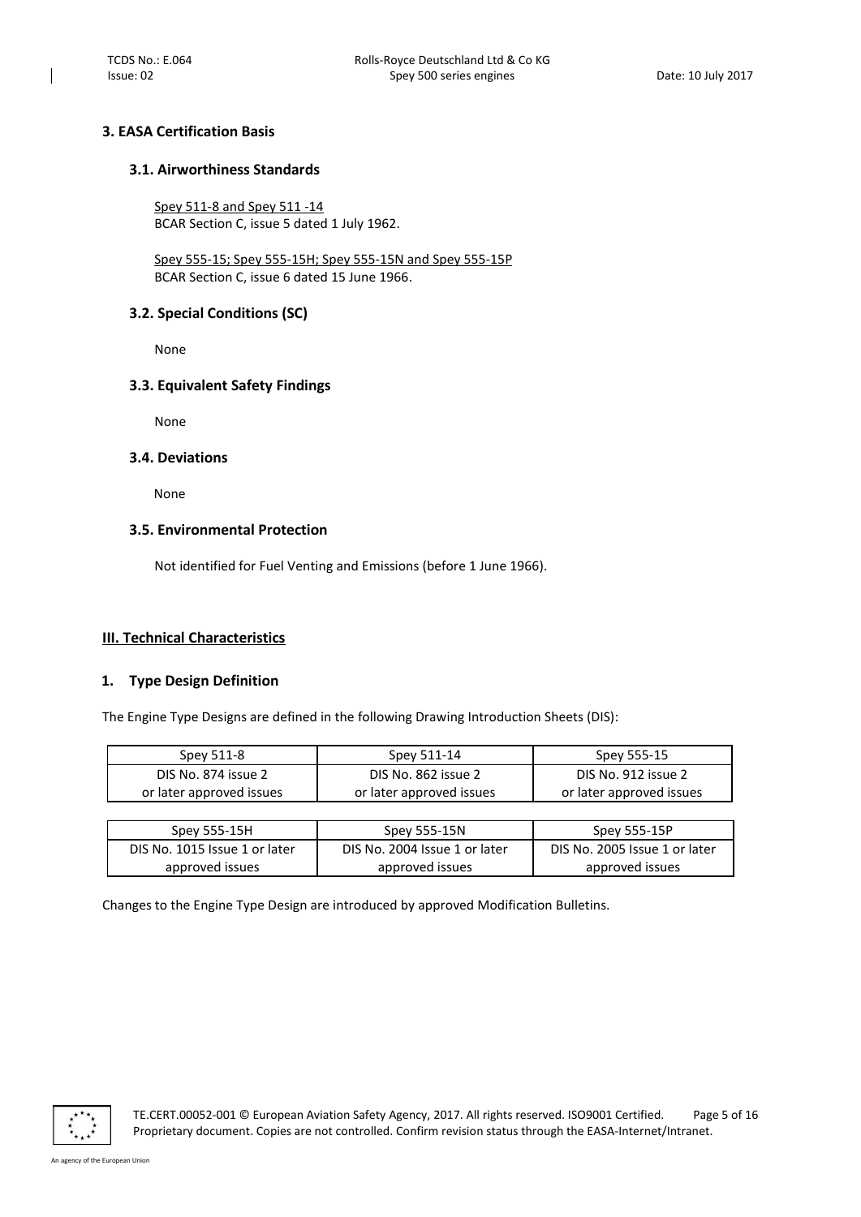### 3. EASA Certification Basis

#### 3.1. Airworthiness Standards

Spey 511-8 and Spey 511 -14
BCAR Section C, issue 5 dated 1 July 1962.

Spey 555-15; Spey 555-15H; Spey 555-15N and Spey 555-15P
BCAR Section C, issue 6 dated 15 June 1966.

#### 3.2. Special Conditions (SC)

None

#### 3.3. Equivalent Safety Findings

None

#### 3.4. Deviations

None

#### 3.5. Environmental Protection

Not identified for Fuel Venting and Emissions (before 1 June 1966).

## III. Technical Characteristics

### 1. Type Design Definition

The Engine Type Designs are defined in the following Drawing Introduction Sheets (DIS):

| Spey 511-8 | Spey 511-14 | Spey 555-15 |
|---|---|---|
| DIS No. 874 issue 2 or later approved issues | DIS No. 862 issue 2 or later approved issues | DIS No. 912 issue 2 or later approved issues |

| Spey 555-15H | Spey 555-15N | Spey 555-15P |
|---|---|---|
| DIS No. 1015 Issue 1 or later approved issues | DIS No. 2004 Issue 1 or later approved issues | DIS No. 2005 Issue 1 or later approved issues |

Changes to the Engine Type Design are introduced by approved Modification Bulletins.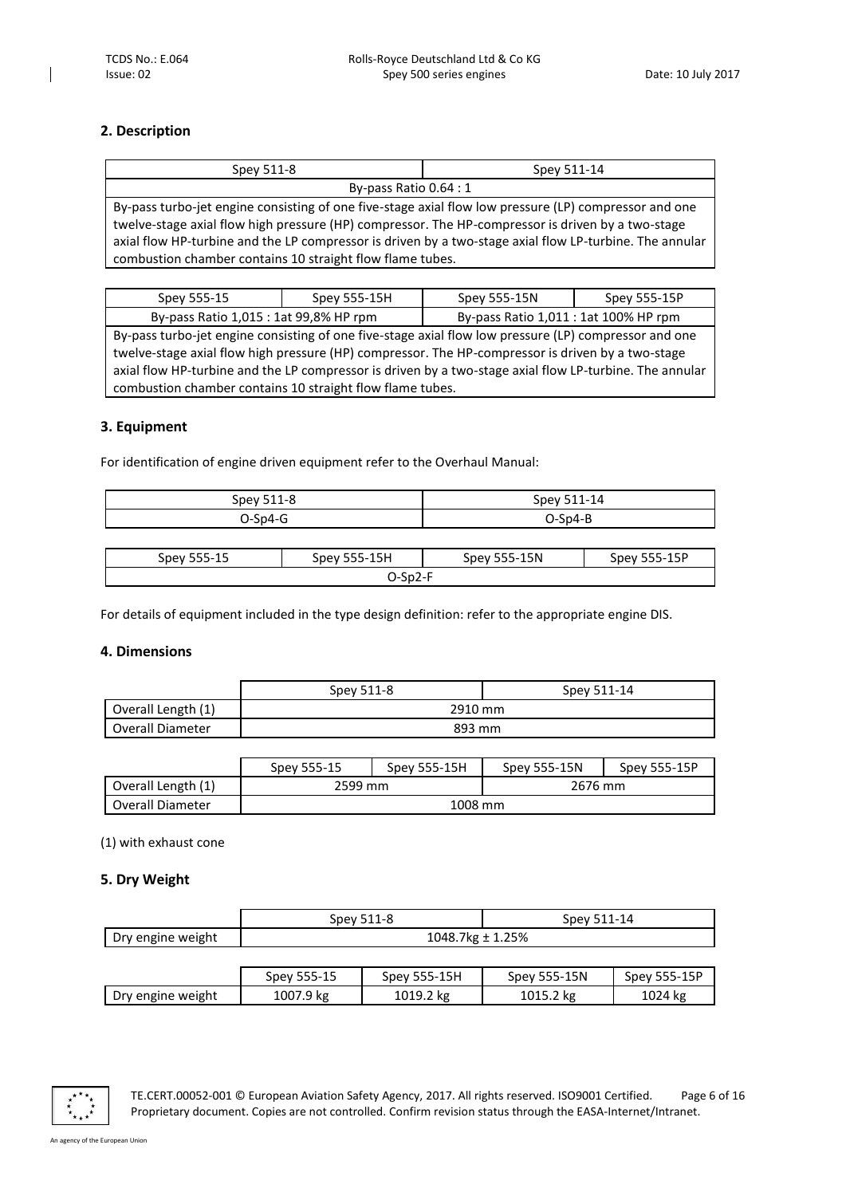## 2. Description

| Spey 511-8 | Spey 511-14 |
|---|---|
| By-pass Ratio 0.64 : 1 | |
| By-pass turbo-jet engine consisting of one five-stage axial flow low pressure (LP) compressor and one twelve-stage axial flow high pressure (HP) compressor. The HP-compressor is driven by a two-stage axial flow HP-turbine and the LP compressor is driven by a two-stage axial flow LP-turbine. The annular combustion chamber contains 10 straight flow flame tubes. | |

| Spey 555-15 | Spey 555-15H | Spey 555-15N | Spey 555-15P |
|---|---|---|---|
| By-pass Ratio 1,015 : 1at 99,8% HP rpm | | By-pass Ratio 1,011 : 1at 100% HP rpm | |
| By-pass turbo-jet engine consisting of one five-stage axial flow low pressure (LP) compressor and one twelve-stage axial flow high pressure (HP) compressor. The HP-compressor is driven by a two-stage axial flow HP-turbine and the LP compressor is driven by a two-stage axial flow LP-turbine. The annular combustion chamber contains 10 straight flow flame tubes. | | | |

## 3. Equipment

For identification of engine driven equipment refer to the Overhaul Manual:

| Spey 511-8 | Spey 511-14 |
|---|---|
| O-Sp4-G | O-Sp4-B |

| Spey 555-15 | Spey 555-15H | Spey 555-15N | Spey 555-15P |
|---|---|---|---|
| O-Sp2-F | | | |

For details of equipment included in the type design definition: refer to the appropriate engine DIS.

## 4. Dimensions

| | Spey 511-8 | Spey 511-14 |
|---|---|---|
| Overall Length (1) | 2910 mm | |
| Overall Diameter | 893 mm | |

| | Spey 555-15 | Spey 555-15H | Spey 555-15N | Spey 555-15P |
|---|---|---|---|---|
| Overall Length (1) | 2599 mm | | 2676 mm | |
| Overall Diameter | 1008 mm | | | |

(1) with exhaust cone

## 5. Dry Weight

| | Spey 511-8 | Spey 511-14 |
|---|---|---|
| Dry engine weight | 1048.7kg ± 1.25% | |

| | Spey 555-15 | Spey 555-15H | Spey 555-15N | Spey 555-15P |
|---|---|---|---|---|
| Dry engine weight | 1007.9 kg | 1019.2 kg | 1015.2 kg | 1024 kg |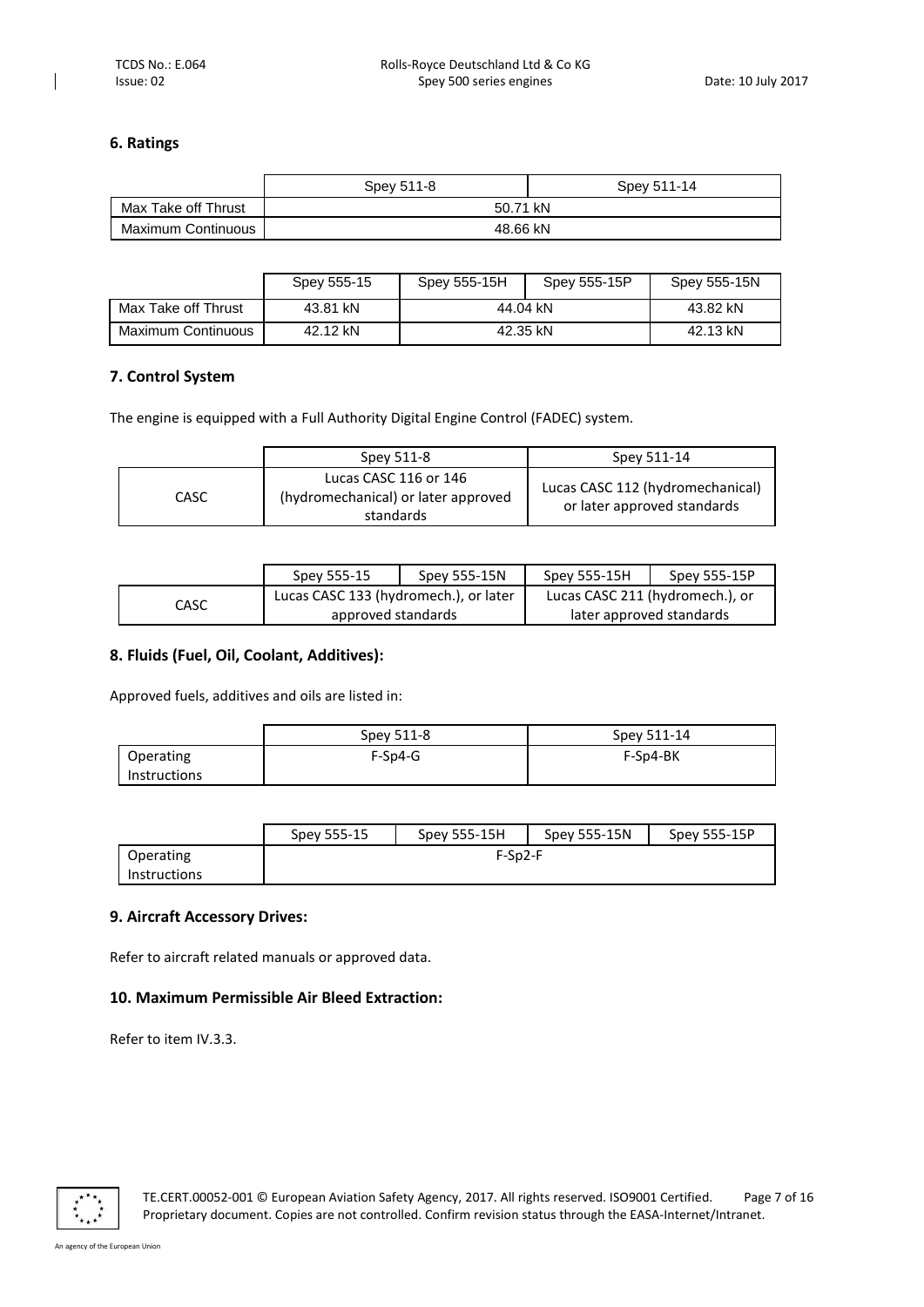## 6. Ratings

| | Spey 511-8 | Spey 511-14 |
|---|---|---|
| Max Take off Thrust | 50.71 kN | |
| Maximum Continuous | 48.66 kN | |

| | Spey 555-15 | Spey 555-15H | Spey 555-15P | Spey 555-15N |
|---|---|---|---|---|
| Max Take off Thrust | 43.81 kN | 44.04 kN | | 43.82 kN |
| Maximum Continuous | 42.12 kN | 42.35 kN | | 42.13 kN |

## 7. Control System

The engine is equipped with a Full Authority Digital Engine Control (FADEC) system.

| | Spey 511-8 | Spey 511-14 |
|---|---|---|
| CASC | Lucas CASC 116 or 146 (hydromechanical) or later approved standards | Lucas CASC 112 (hydromechanical) or later approved standards |

| | Spey 555-15 | Spey 555-15N | Spey 555-15H | Spey 555-15P |
|---|---|---|---|---|
| CASC | Lucas CASC 133 (hydromech.), or later approved standards | | Lucas CASC 211 (hydromech.), or later approved standards | |

## 8. Fluids (Fuel, Oil, Coolant, Additives):

Approved fuels, additives and oils are listed in:

| | Spey 511-8 | Spey 511-14 |
|---|---|---|
| Operating Instructions | F-Sp4-G | F-Sp4-BK |

| | Spey 555-15 | Spey 555-15H | Spey 555-15N | Spey 555-15P |
|---|---|---|---|---|
| Operating Instructions | F-Sp2-F | | | |

## 9. Aircraft Accessory Drives:

Refer to aircraft related manuals or approved data.

## 10. Maximum Permissible Air Bleed Extraction:

Refer to item IV.3.3.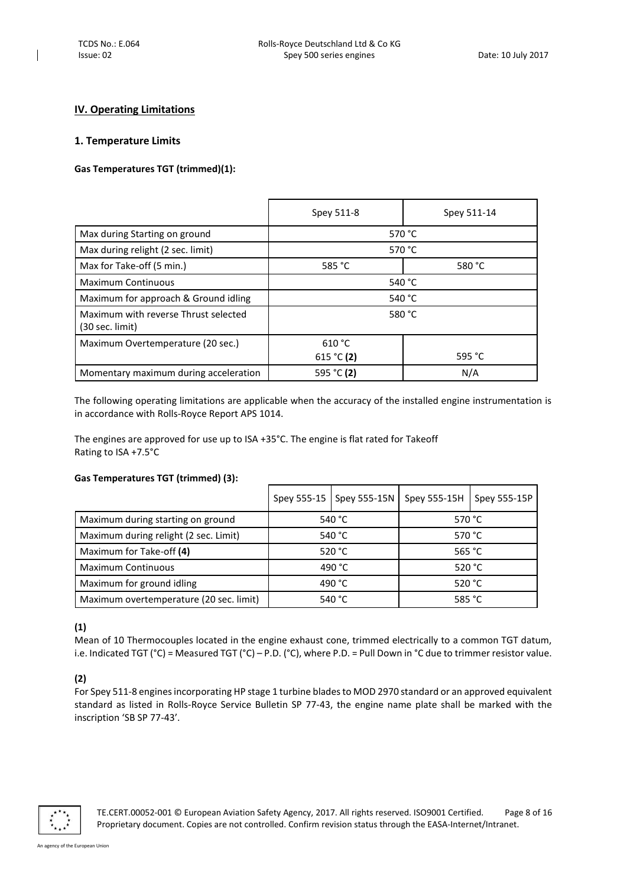## IV. Operating Limitations

### 1. Temperature Limits

**Gas Temperatures TGT (trimmed)(1):**

| | Spey 511-8 | Spey 511-14 |
|---|---|---|
| Max during Starting on ground | 570 °C | |
| Max during relight (2 sec. limit) | 570 °C | |
| Max for Take-off (5 min.) | 585 °C | 580 °C |
| Maximum Continuous | 540 °C | |
| Maximum for approach & Ground idling | 540 °C | |
| Maximum with reverse Thrust selected (30 sec. limit) | 580 °C | |
| Maximum Overtemperature (20 sec.) | 610 °C<br>615 °C **(2)** | 595 °C |
| Momentary maximum during acceleration | 595 °C **(2)** | N/A |

The following operating limitations are applicable when the accuracy of the installed engine instrumentation is in accordance with Rolls-Royce Report APS 1014.

The engines are approved for use up to ISA +35°C. The engine is flat rated for Takeoff Rating to ISA +7.5°C

**Gas Temperatures TGT (trimmed) (3):**

| | Spey 555-15 | Spey 555-15N | Spey 555-15H | Spey 555-15P |
|---|---|---|---|---|
| Maximum during starting on ground | 540 °C | | 570 °C | |
| Maximum during relight (2 sec. Limit) | 540 °C | | 570 °C | |
| Maximum for Take-off **(4)** | 520 °C | | 565 °C | |
| Maximum Continuous | 490 °C | | 520 °C | |
| Maximum for ground idling | 490 °C | | 520 °C | |
| Maximum overtemperature (20 sec. limit) | 540 °C | | 585 °C | |

**(1)**

Mean of 10 Thermocouples located in the engine exhaust cone, trimmed electrically to a common TGT datum, i.e. Indicated TGT (°C) = Measured TGT (°C) – P.D. (°C), where P.D. = Pull Down in °C due to trimmer resistor value.

**(2)**

For Spey 511-8 engines incorporating HP stage 1 turbine blades to MOD 2970 standard or an approved equivalent standard as listed in Rolls-Royce Service Bulletin SP 77-43, the engine name plate shall be marked with the inscription 'SB SP 77-43'.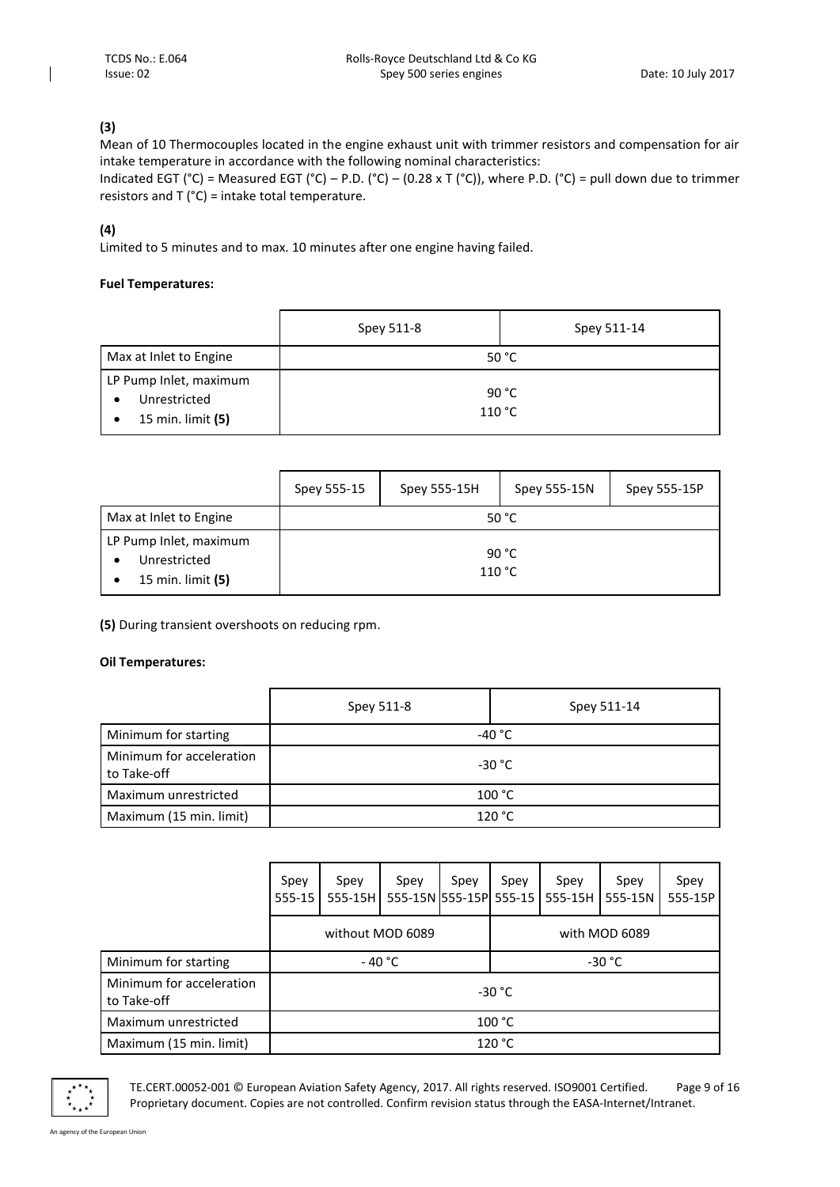**(3)**

Mean of 10 Thermocouples located in the engine exhaust unit with trimmer resistors and compensation for air intake temperature in accordance with the following nominal characteristics:

Indicated EGT (°C) = Measured EGT (°C) – P.D. (°C) – (0.28 x T (°C)), where P.D. (°C) = pull down due to trimmer resistors and T (°C) = intake total temperature.

**(4)**

Limited to 5 minutes and to max. 10 minutes after one engine having failed.

**Fuel Temperatures:**

| | Spey 511-8 | Spey 511-14 |
|---|---|---|
| Max at Inlet to Engine | 50 °C | |
| LP Pump Inlet, maximum<br>• Unrestricted<br>• 15 min. limit **(5)** | <br>90 °C<br>110 °C | |

| | Spey 555-15 | Spey 555-15H | Spey 555-15N | Spey 555-15P |
|---|---|---|---|---|
| Max at Inlet to Engine | 50 °C | | | |
| LP Pump Inlet, maximum<br>• Unrestricted<br>• 15 min. limit **(5)** | <br>90 °C<br>110 °C | | | |

**(5)** During transient overshoots on reducing rpm.

**Oil Temperatures:**

| | Spey 511-8 | Spey 511-14 |
|---|---|---|
| Minimum for starting | -40 °C | |
| Minimum for acceleration to Take-off | -30 °C | |
| Maximum unrestricted | 100 °C | |
| Maximum (15 min. limit) | 120 °C | |

| | Spey 555-15 | Spey 555-15H | Spey 555-15N | Spey 555-15P | Spey 555-15 | Spey 555-15H | Spey 555-15N | Spey 555-15P |
|---|---|---|---|---|---|---|---|---|
| | without MOD 6089 | | | | with MOD 6089 | | | |
| Minimum for starting | - 40 °C | | | | -30 °C | | | |
| Minimum for acceleration to Take-off | -30 °C | | | | | | | |
| Maximum unrestricted | 100 °C | | | | | | | |
| Maximum (15 min. limit) | 120 °C | | | | | | | |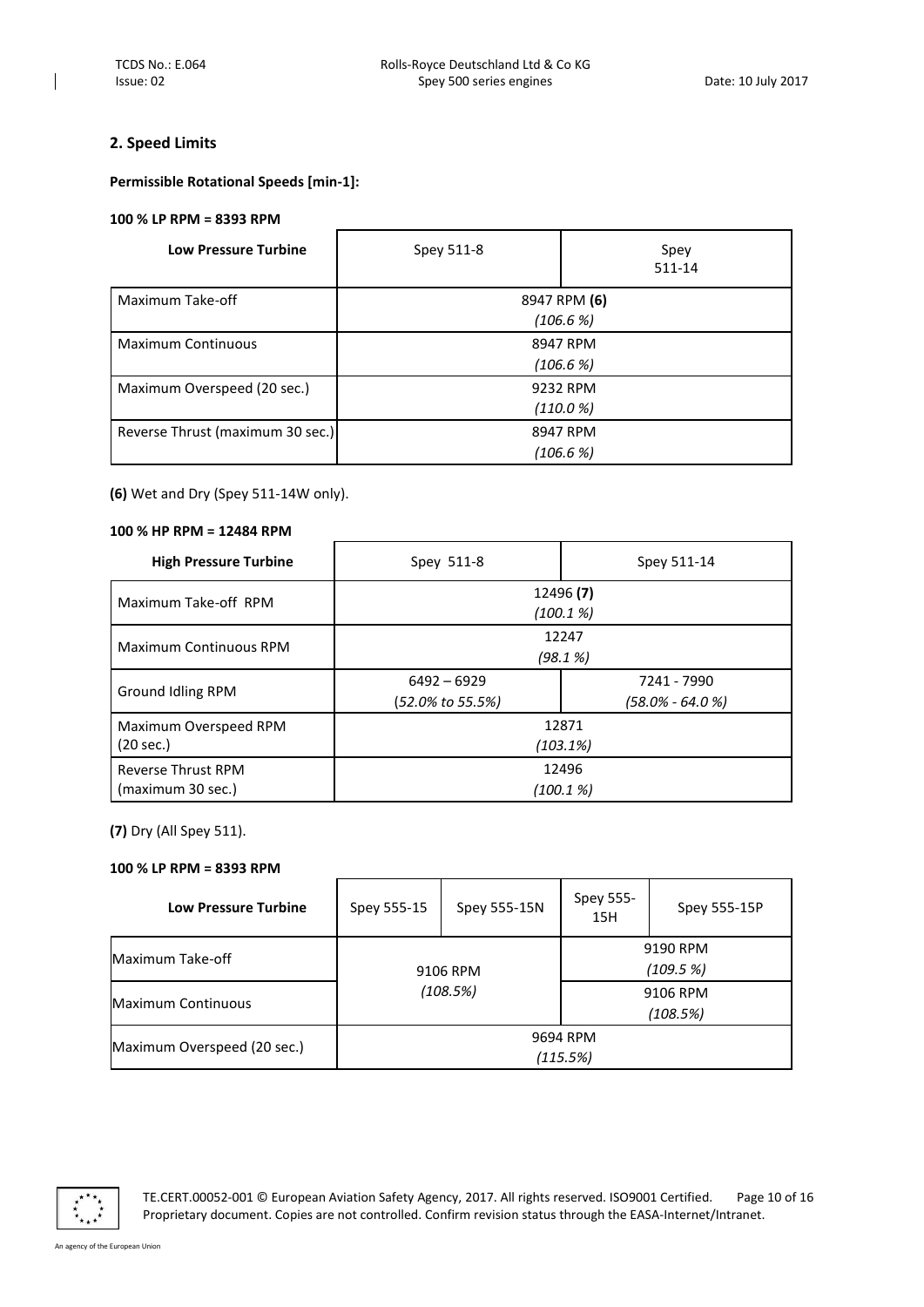## 2. Speed Limits

**Permissible Rotational Speeds [min-1]:**

**100 % LP RPM = 8393 RPM**

| Low Pressure Turbine | Spey 511-8 | Spey 511-14 |
|---|---|---|
| Maximum Take-off | 8947 RPM **(6)** *(106.6 %)* | |
| Maximum Continuous | 8947 RPM *(106.6 %)* | |
| Maximum Overspeed (20 sec.) | 9232 RPM *(110.0 %)* | |
| Reverse Thrust (maximum 30 sec.) | 8947 RPM *(106.6 %)* | |

**(6)** Wet and Dry (Spey 511-14W only).

**100 % HP RPM = 12484 RPM**

| High Pressure Turbine | Spey 511-8 | Spey 511-14 |
|---|---|---|
| Maximum Take-off RPM | 12496 **(7)** *(100.1 %)* | |
| Maximum Continuous RPM | 12247 *(98.1 %)* | |
| Ground Idling RPM | 6492 – 6929 *(52.0% to 55.5%)* | 7241 - 7990 *(58.0% - 64.0 %)* |
| Maximum Overspeed RPM (20 sec.) | 12871 *(103.1%)* | |
| Reverse Thrust RPM (maximum 30 sec.) | 12496 *(100.1 %)* | |

**(7)** Dry (All Spey 511).

**100 % LP RPM = 8393 RPM**

| Low Pressure Turbine | Spey 555-15 | Spey 555-15N | Spey 555-15H | Spey 555-15P |
|---|---|---|---|---|
| Maximum Take-off | 9106 RPM *(108.5%)* | | 9190 RPM *(109.5 %)* | |
| Maximum Continuous | | | 9106 RPM *(108.5%)* | |
| Maximum Overspeed (20 sec.) | 9694 RPM *(115.5%)* | | | |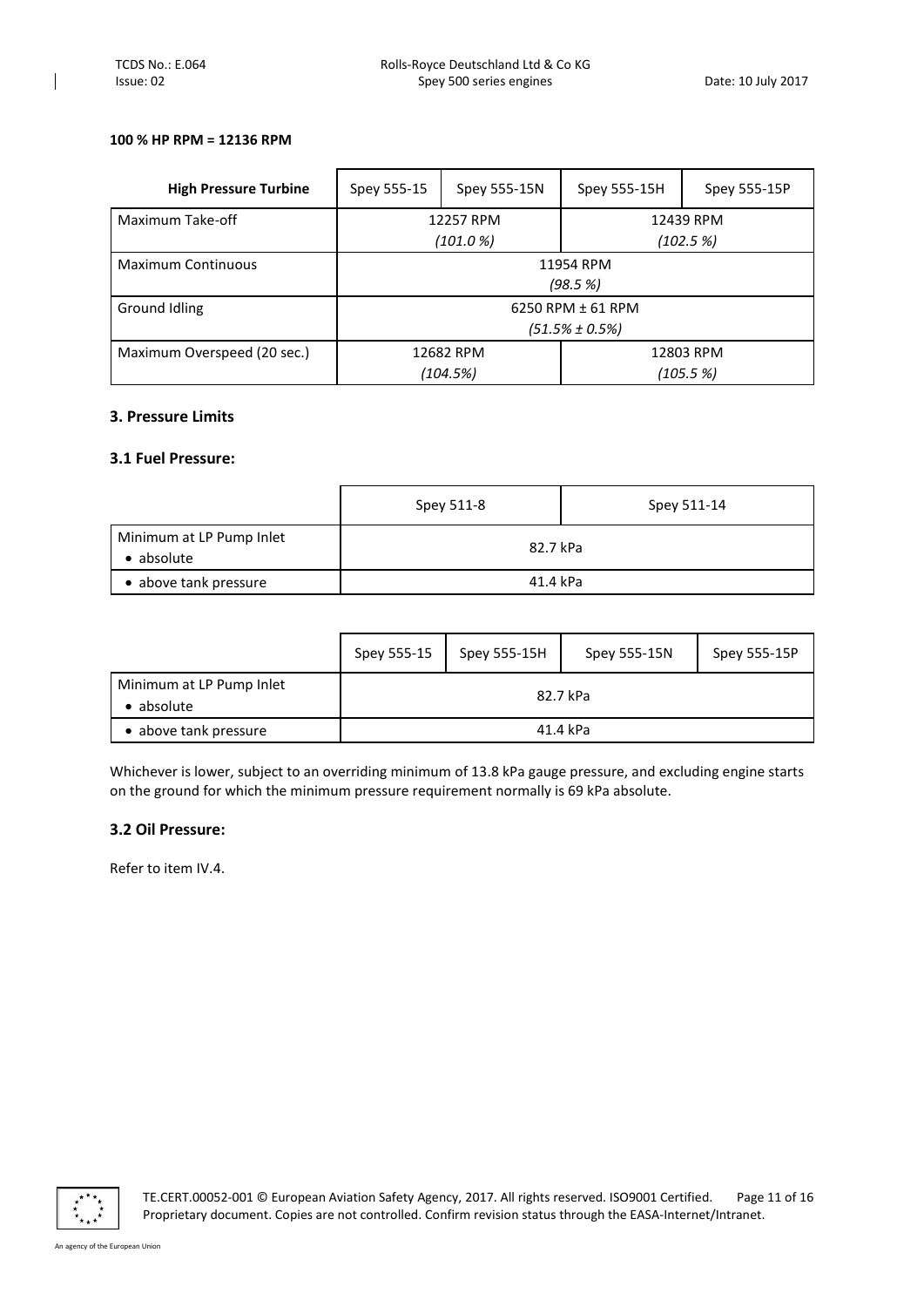**100 % HP RPM = 12136 RPM**

| High Pressure Turbine | Spey 555-15 | Spey 555-15N | Spey 555-15H | Spey 555-15P |
|---|---|---|---|---|
| Maximum Take-off | 12257 RPM *(101.0 %)* | | 12439 RPM *(102.5 %)* | |
| Maximum Continuous | 11954 RPM *(98.5 %)* | | | |
| Ground Idling | 6250 RPM ± 61 RPM *(51.5% ± 0.5%)* | | | |
| Maximum Overspeed (20 sec.) | 12682 RPM *(104.5%)* | | 12803 RPM *(105.5 %)* | |

## 3. Pressure Limits

### 3.1 Fuel Pressure:

| | Spey 511-8 | Spey 511-14 |
|---|---|---|
| Minimum at LP Pump Inlet<br>• absolute | 82.7 kPa | |
| • above tank pressure | 41.4 kPa | |

| | Spey 555-15 | Spey 555-15H | Spey 555-15N | Spey 555-15P |
|---|---|---|---|---|
| Minimum at LP Pump Inlet<br>• absolute | 82.7 kPa | | | |
| • above tank pressure | 41.4 kPa | | | |

Whichever is lower, subject to an overriding minimum of 13.8 kPa gauge pressure, and excluding engine starts on the ground for which the minimum pressure requirement normally is 69 kPa absolute.

### 3.2 Oil Pressure:

Refer to item IV.4.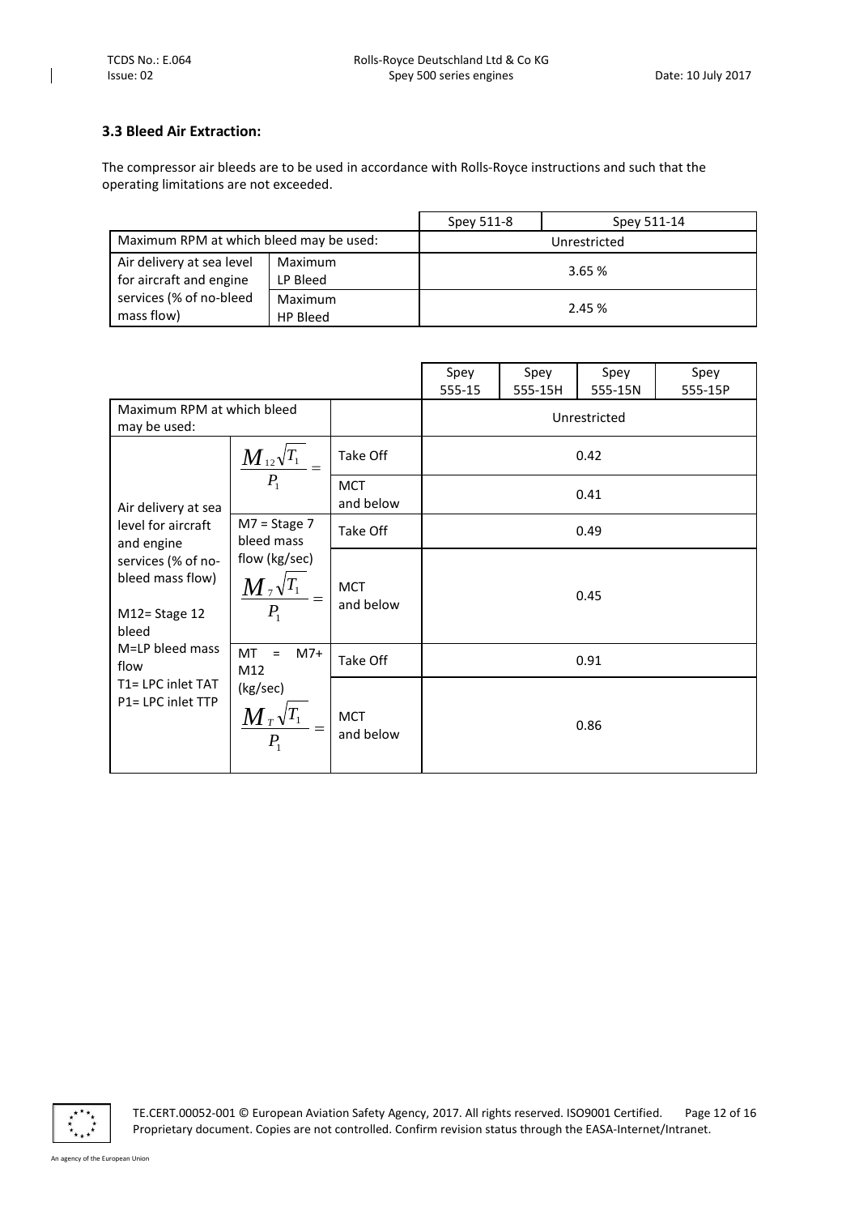### 3.3 Bleed Air Extraction:

The compressor air bleeds are to be used in accordance with Rolls-Royce instructions and such that the operating limitations are not exceeded.

| | | Spey 511-8 | Spey 511-14 |
|---|---|---|---|
| Maximum RPM at which bleed may be used: | | Unrestricted | |
| Air delivery at sea level for aircraft and engine services (% of no-bleed mass flow) | Maximum LP Bleed | 3.65 % | |
| | Maximum HP Bleed | 2.45 % | |

| | | | Spey 555-15 | Spey 555-15H | Spey 555-15N | Spey 555-15P |
|---|---|---|---|---|---|---|
| Maximum RPM at which bleed may be used: | | | Unrestricted | | | |
| Air delivery at sea level for aircraft and engine services (% of no-bleed mass flow)<br><br>M12= Stage 12 bleed<br>M=LP bleed mass flow<br>T1= LPC inlet TAT<br>P1= LPC inlet TTP | $\frac{M_{12}\sqrt{T_1}}{P_1} =$ | Take Off | 0.42 | | | |
| | | MCT and below | 0.41 | | | |
| | M7 = Stage 7 bleed mass flow (kg/sec) $\frac{M_7\sqrt{T_1}}{P_1} =$ | Take Off | 0.49 | | | |
| | | MCT and below | 0.45 | | | |
| | MT = M7+ M12 (kg/sec) $\frac{M_T\sqrt{T_1}}{P_1} =$ | Take Off | 0.91 | | | |
| | | MCT and below | 0.86 | | | |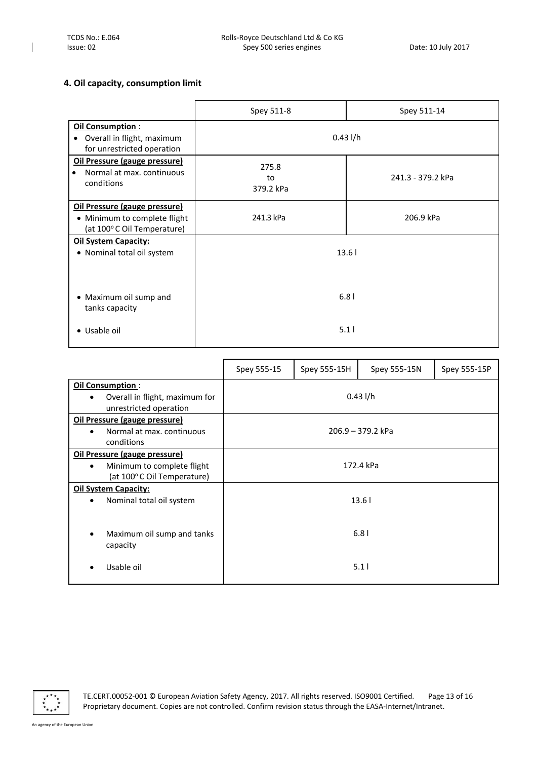## 4. Oil capacity, consumption limit

| | Spey 511-8 | Spey 511-14 |
|---|---|---|
| **Oil Consumption** :<br>• Overall in flight, maximum for unrestricted operation | 0.43 l/h | |
| **Oil Pressure (gauge pressure)**<br>• Normal at max. continuous conditions | 275.8 to 379.2 kPa | 241.3 - 379.2 kPa |
| **Oil Pressure (gauge pressure)**<br>• Minimum to complete flight (at 100° C Oil Temperature) | 241.3 kPa | 206.9 kPa |
| **Oil System Capacity:**<br>• Nominal total oil system | 13.6 l | |
| • Maximum oil sump and tanks capacity | 6.8 l | |
| • Usable oil | 5.1 l | |

| | Spey 555-15 | Spey 555-15H | Spey 555-15N | Spey 555-15P |
|---|---|---|---|---|
| **Oil Consumption** :<br>• Overall in flight, maximum for unrestricted operation | 0.43 l/h | | | |
| **Oil Pressure (gauge pressure)**<br>• Normal at max. continuous conditions | 206.9 – 379.2 kPa | | | |
| **Oil Pressure (gauge pressure)**<br>• Minimum to complete flight (at 100° C Oil Temperature) | 172.4 kPa | | | |
| **Oil System Capacity:**<br>• Nominal total oil system | 13.6 l | | | |
| • Maximum oil sump and tanks capacity | 6.8 l | | | |
| • Usable oil | 5.1 l | | | |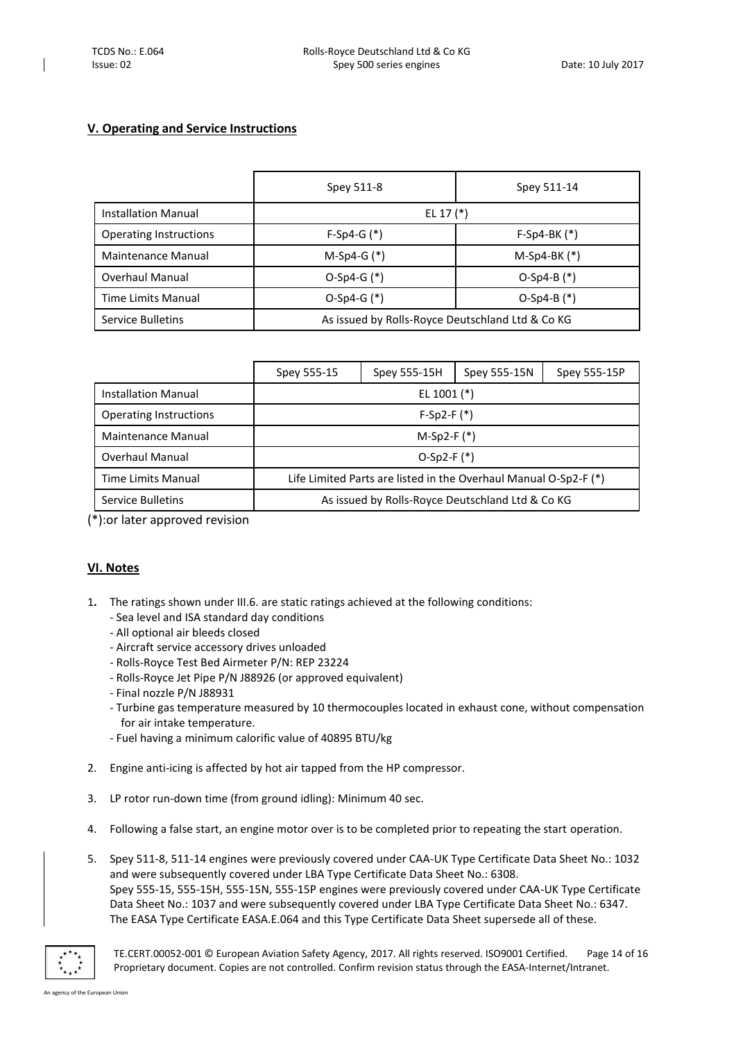## V. Operating and Service Instructions

| | Spey 511-8 | Spey 511-14 |
|---|---|---|
| Installation Manual | EL 17 (*) | |
| Operating Instructions | F-Sp4-G (*) | F-Sp4-BK (*) |
| Maintenance Manual | M-Sp4-G (*) | M-Sp4-BK (*) |
| Overhaul Manual | O-Sp4-G (*) | O-Sp4-B (*) |
| Time Limits Manual | O-Sp4-G (*) | O-Sp4-B (*) |
| Service Bulletins | As issued by Rolls-Royce Deutschland Ltd & Co KG | |

| | Spey 555-15 | Spey 555-15H | Spey 555-15N | Spey 555-15P |
|---|---|---|---|---|
| Installation Manual | EL 1001 (*) | | | |
| Operating Instructions | F-Sp2-F (*) | | | |
| Maintenance Manual | M-Sp2-F (*) | | | |
| Overhaul Manual | O-Sp2-F (*) | | | |
| Time Limits Manual | Life Limited Parts are listed in the Overhaul Manual O-Sp2-F (*) | | | |
| Service Bulletins | As issued by Rolls-Royce Deutschland Ltd & Co KG | | | |

(*):or later approved revision

## VI. Notes

1. The ratings shown under III.6. are static ratings achieved at the following conditions:
   - Sea level and ISA standard day conditions
   - All optional air bleeds closed
   - Aircraft service accessory drives unloaded
   - Rolls-Royce Test Bed Airmeter P/N: REP 23224
   - Rolls-Royce Jet Pipe P/N J88926 (or approved equivalent)
   - Final nozzle P/N J88931
   - Turbine gas temperature measured by 10 thermocouples located in exhaust cone, without compensation for air intake temperature.
   - Fuel having a minimum calorific value of 40895 BTU/kg

2. Engine anti-icing is affected by hot air tapped from the HP compressor.

3. LP rotor run-down time (from ground idling): Minimum 40 sec.

4. Following a false start, an engine motor over is to be completed prior to repeating the start operation.

5. Spey 511-8, 511-14 engines were previously covered under CAA-UK Type Certificate Data Sheet No.: 1032 and were subsequently covered under LBA Type Certificate Data Sheet No.: 6308.
   Spey 555-15, 555-15H, 555-15N, 555-15P engines were previously covered under CAA-UK Type Certificate Data Sheet No.: 1037 and were subsequently covered under LBA Type Certificate Data Sheet No.: 6347.
   The EASA Type Certificate EASA.E.064 and this Type Certificate Data Sheet supersede all of these.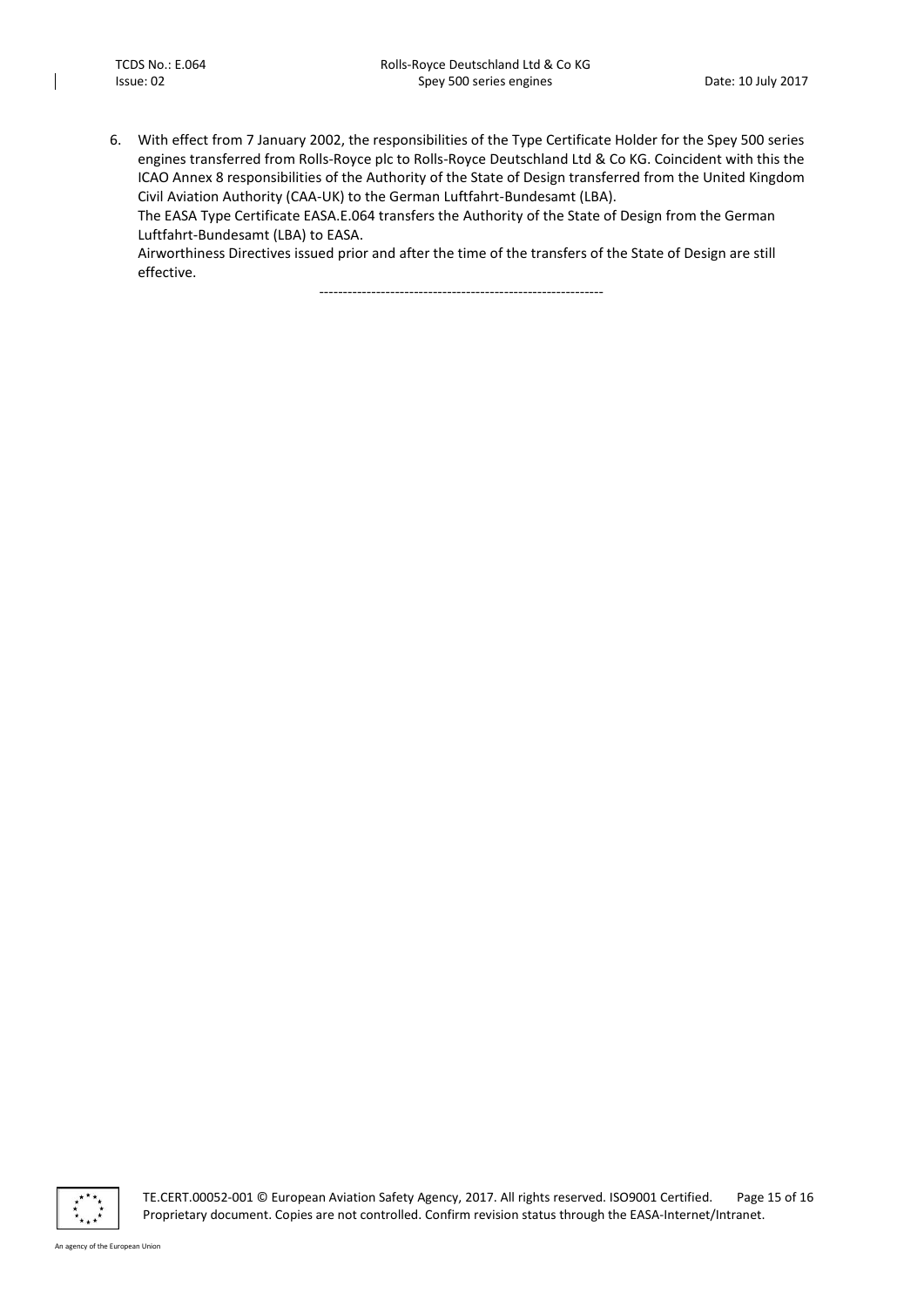6. With effect from 7 January 2002, the responsibilities of the Type Certificate Holder for the Spey 500 series engines transferred from Rolls-Royce plc to Rolls-Royce Deutschland Ltd & Co KG. Coincident with this the ICAO Annex 8 responsibilities of the Authority of the State of Design transferred from the United Kingdom Civil Aviation Authority (CAA-UK) to the German Luftfahrt-Bundesamt (LBA).
   The EASA Type Certificate EASA.E.064 transfers the Authority of the State of Design from the German Luftfahrt-Bundesamt (LBA) to EASA.
   Airworthiness Directives issued prior and after the time of the transfers of the State of Design are still effective.

-------------------------------------------------------------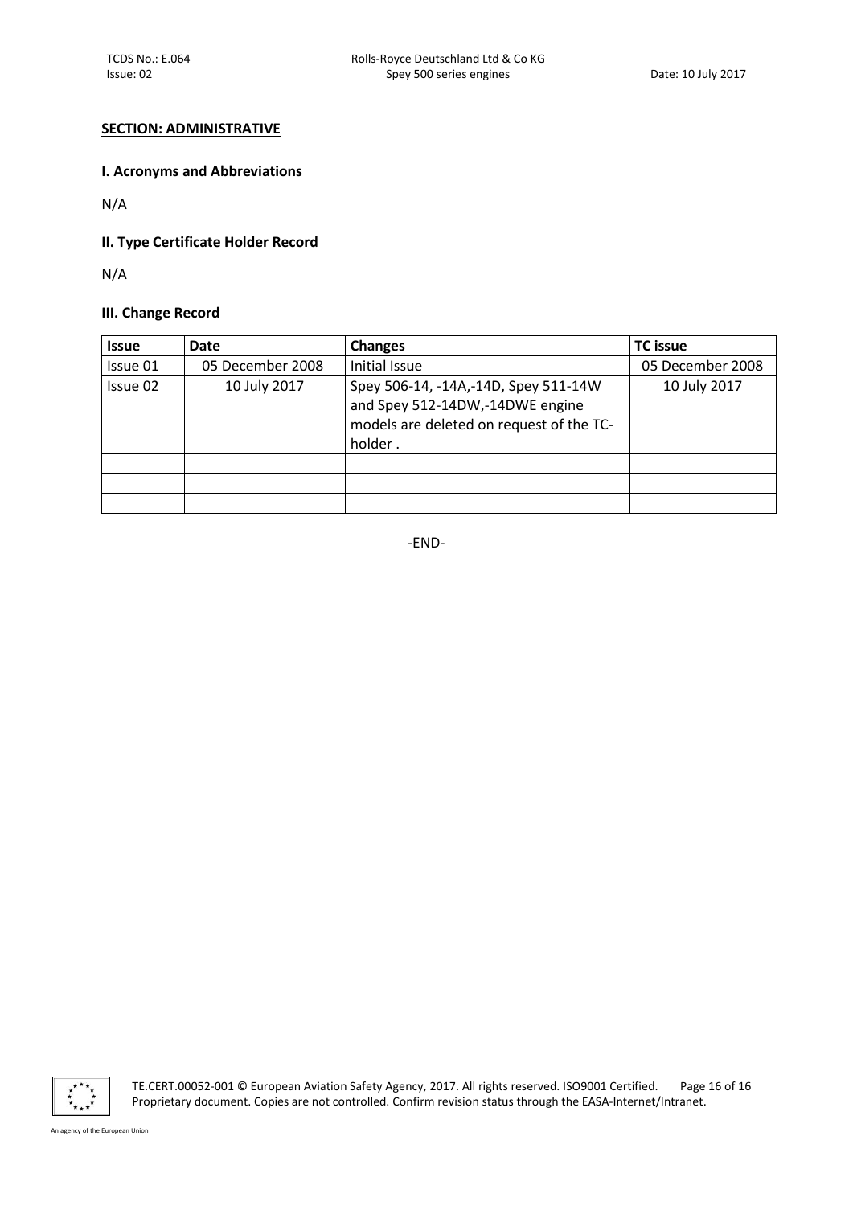**SECTION: ADMINISTRATIVE**

### I. Acronyms and Abbreviations

N/A

### II. Type Certificate Holder Record

N/A

### III. Change Record

| Issue | Date | Changes | TC issue |
|---|---|---|---|
| Issue 01 | 05 December 2008 | Initial Issue | 05 December 2008 |
| Issue 02 | 10 July 2017 | Spey 506-14, -14A,-14D, Spey 511-14W and Spey 512-14DW,-14DWE engine models are deleted on request of the TC-holder . | 10 July 2017 |
| | | | |
| | | | |
| | | | |

-END-